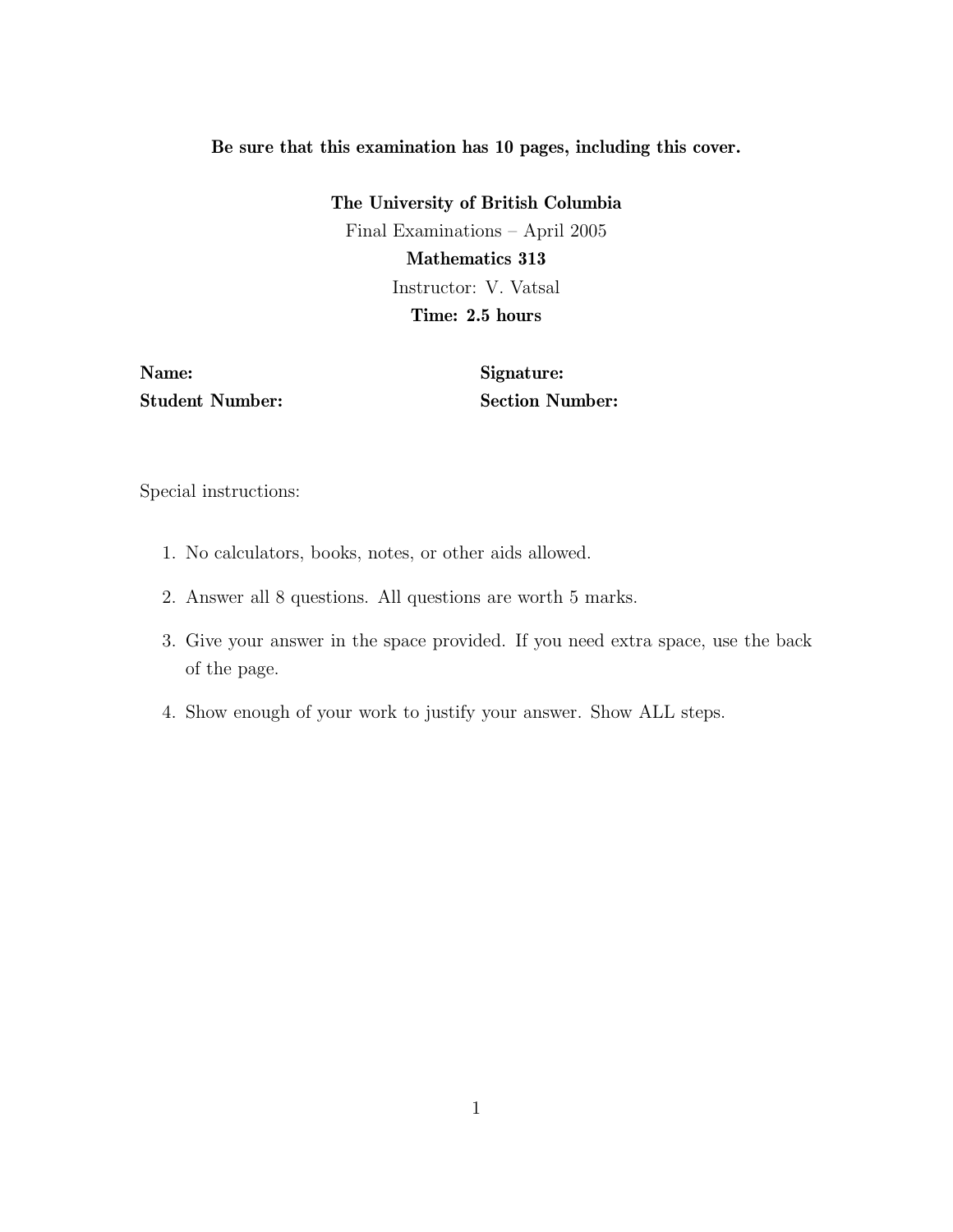**Be sure that this examination has 10 pages, including this cover.**

**The University of British Columbia**

Final Examinations – April 2005

**Mathematics 313**

Instructor: V. Vatsal

**Time: 2.5 hours**

**Name:**

**Signature:**

**Student Number:**

**Section Number:**

Special instructions:

1. No calculators, books, notes, or other aids allowed.
2. Answer all 8 questions. All questions are worth 5 marks.
3. Give your answer in the space provided. If you need extra space, use the back of the page.
4. Show enough of your work to justify your answer. Show ALL steps.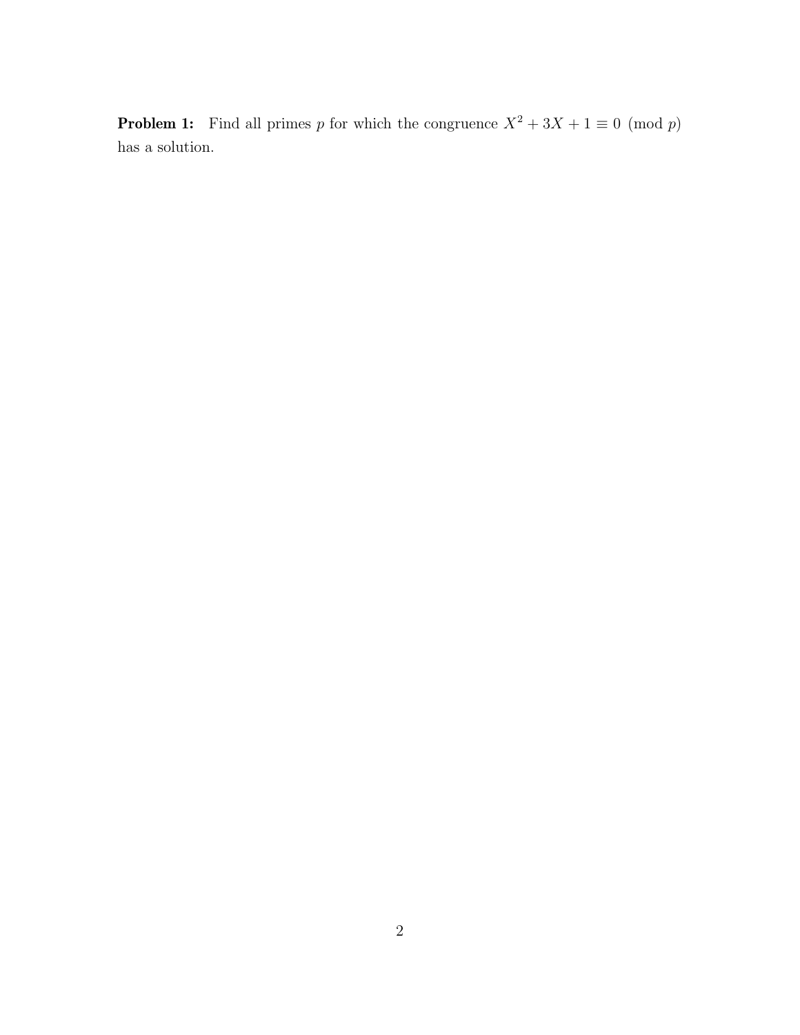**Problem 1:** Find all primes $p$ for which the congruence $X^2 + 3X + 1 \equiv 0 \pmod{p}$ has a solution.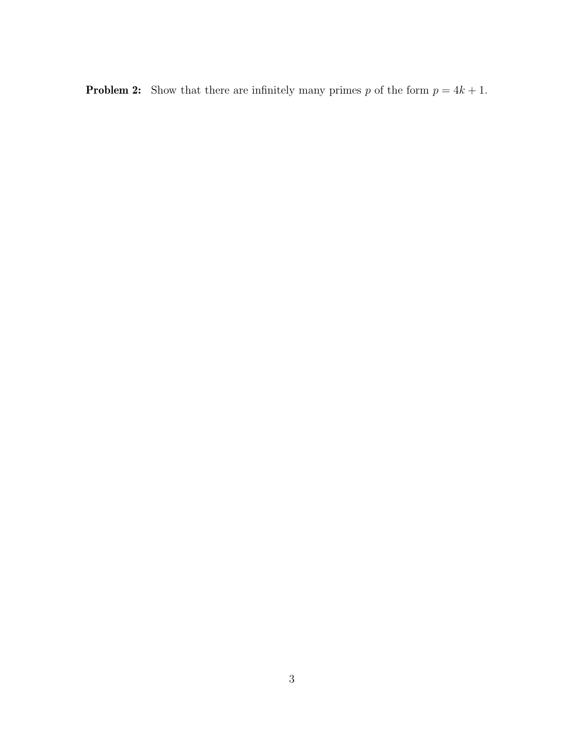**Problem 2:** Show that there are infinitely many primes $p$ of the form $p = 4k + 1$.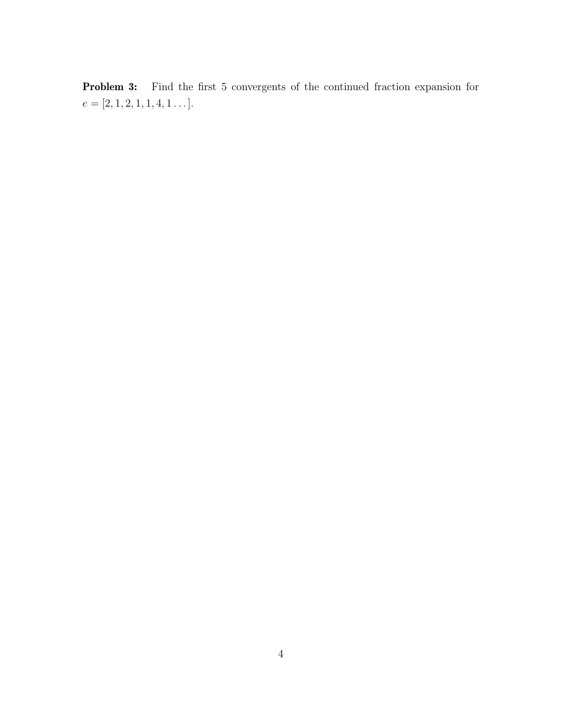**Problem 3:** Find the first 5 convergents of the continued fraction expansion for $e = [2, 1, 2, 1, 1, 4, 1 \ldots]$.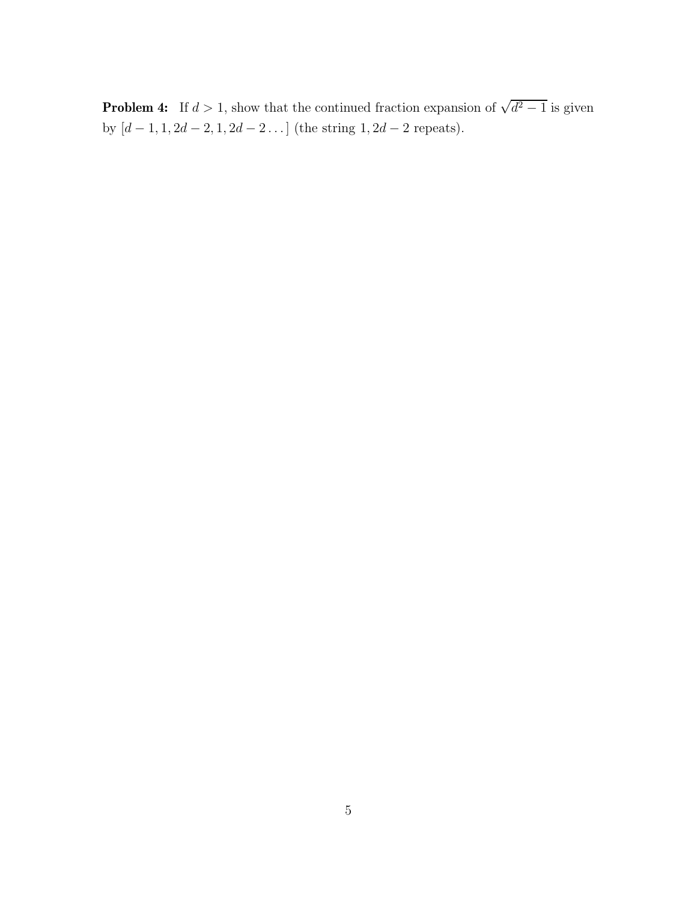**Problem 4:** If $d > 1$, show that the continued fraction expansion of $\sqrt{d^2 - 1}$ is given by $[d - 1, 1, 2d - 2, 1, 2d - 2 \ldots]$ (the string $1, 2d - 2$ repeats).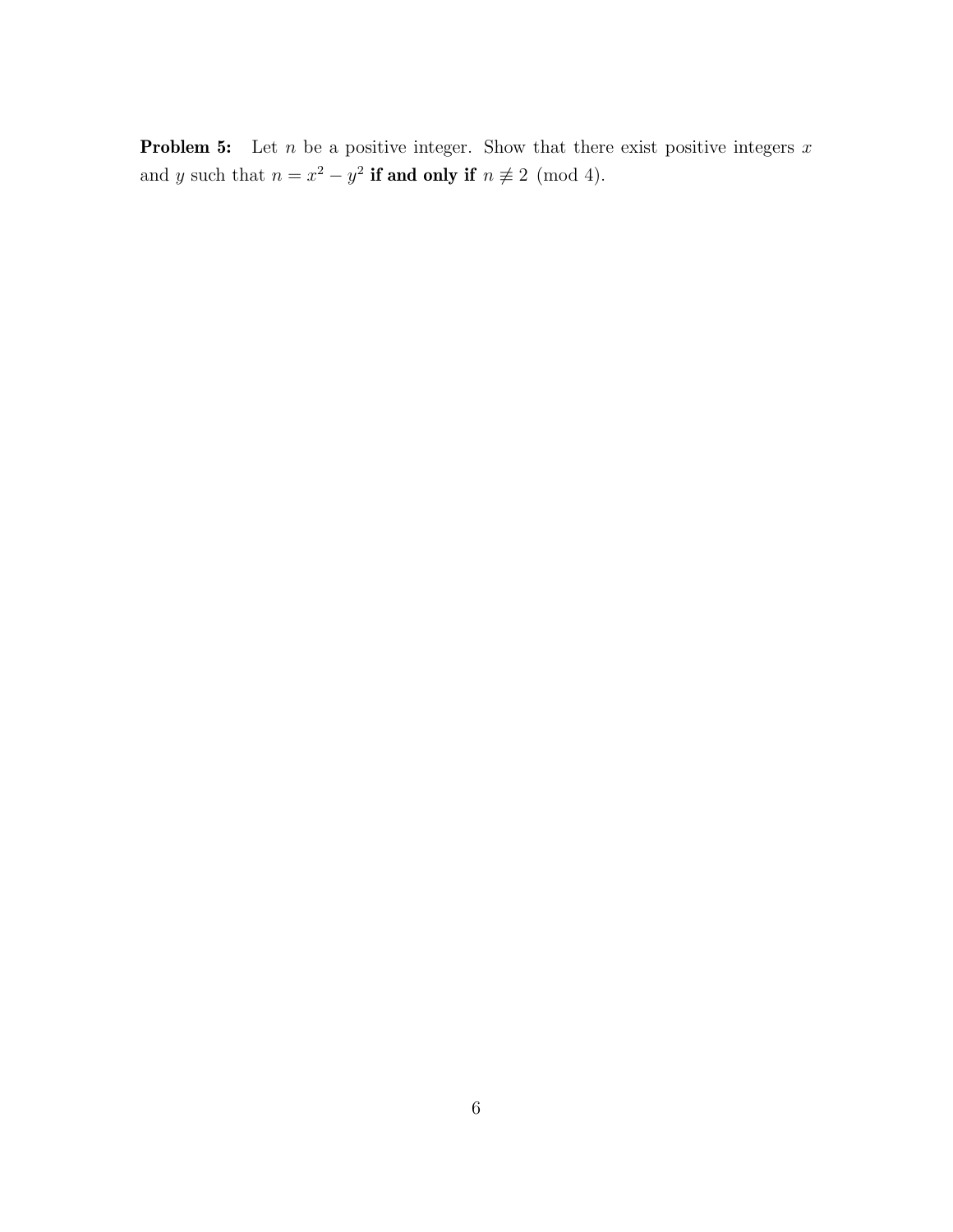**Problem 5:** Let $n$ be a positive integer. Show that there exist positive integers $x$ and $y$ such that $n = x^2 - y^2$ **if and only if** $n \not\equiv 2 \pmod 4$.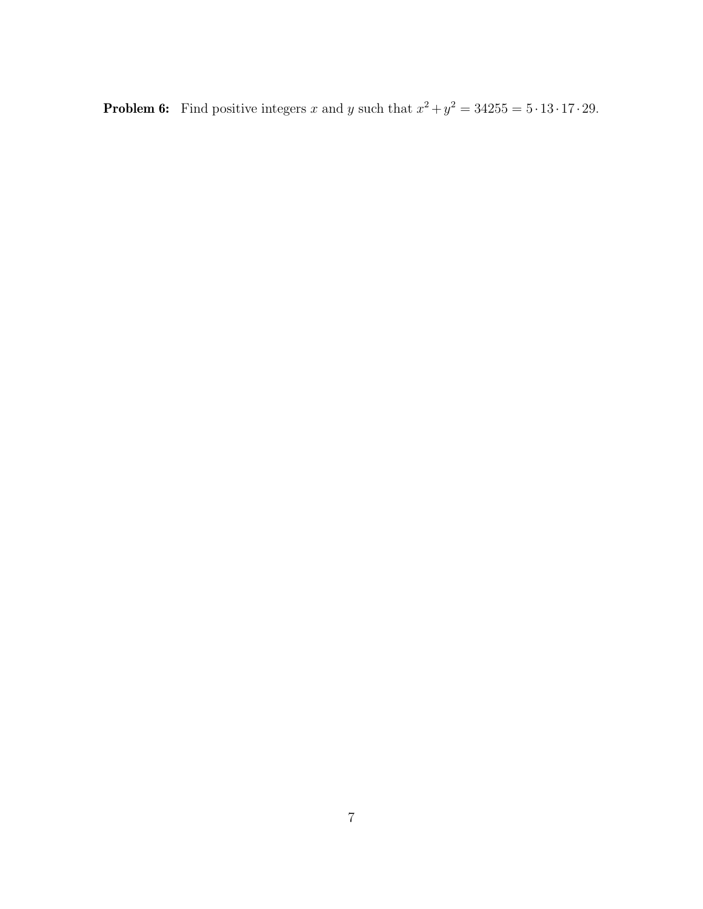**Problem 6:** Find positive integers $x$ and $y$ such that $x^2 + y^2 = 34255 = 5 \cdot 13 \cdot 17 \cdot 29$.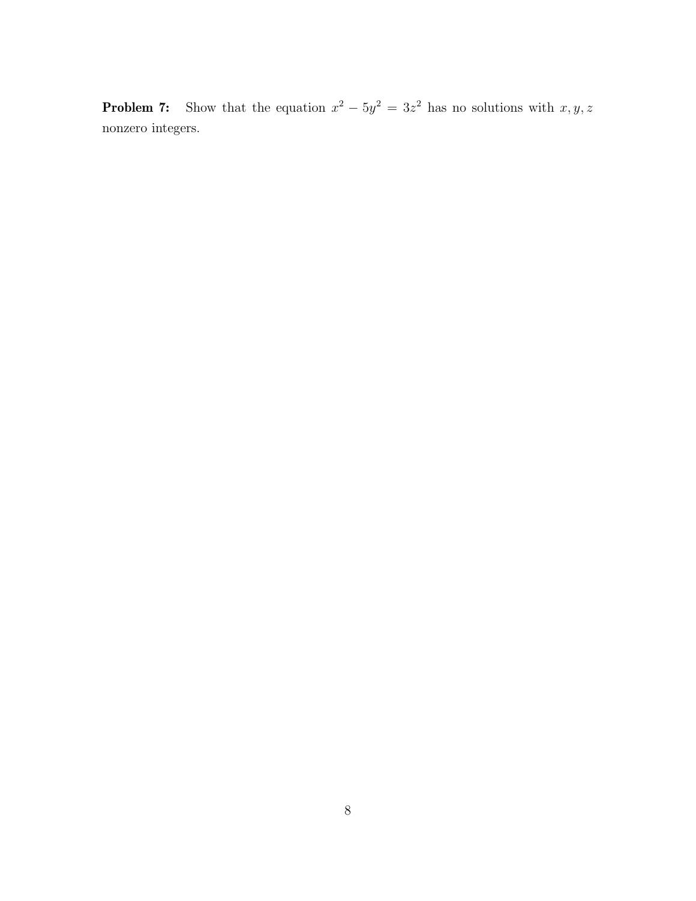**Problem 7:** Show that the equation $x^2 - 5y^2 = 3z^2$ has no solutions with $x, y, z$ nonzero integers.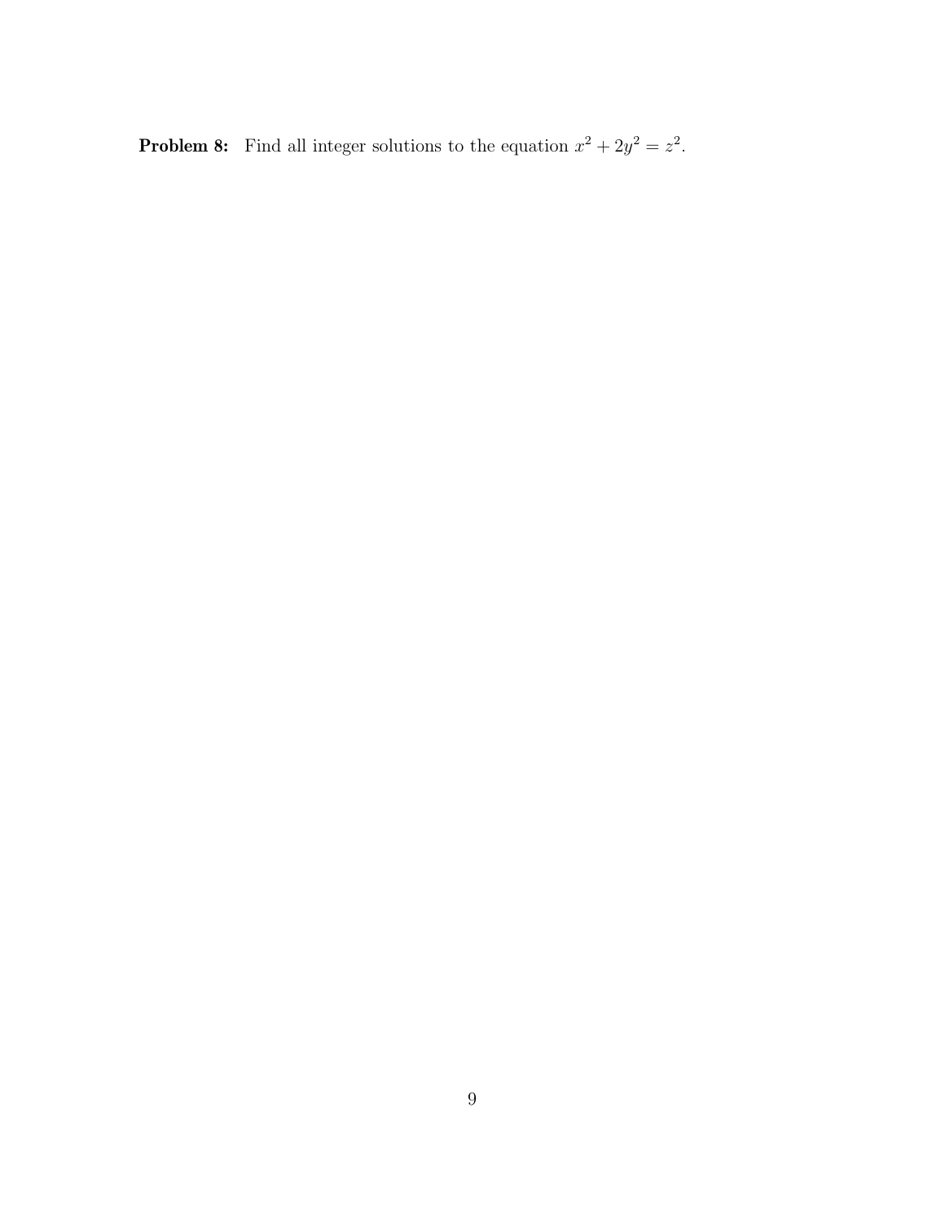**Problem 8:** Find all integer solutions to the equation $x^2 + 2y^2 = z^2$.